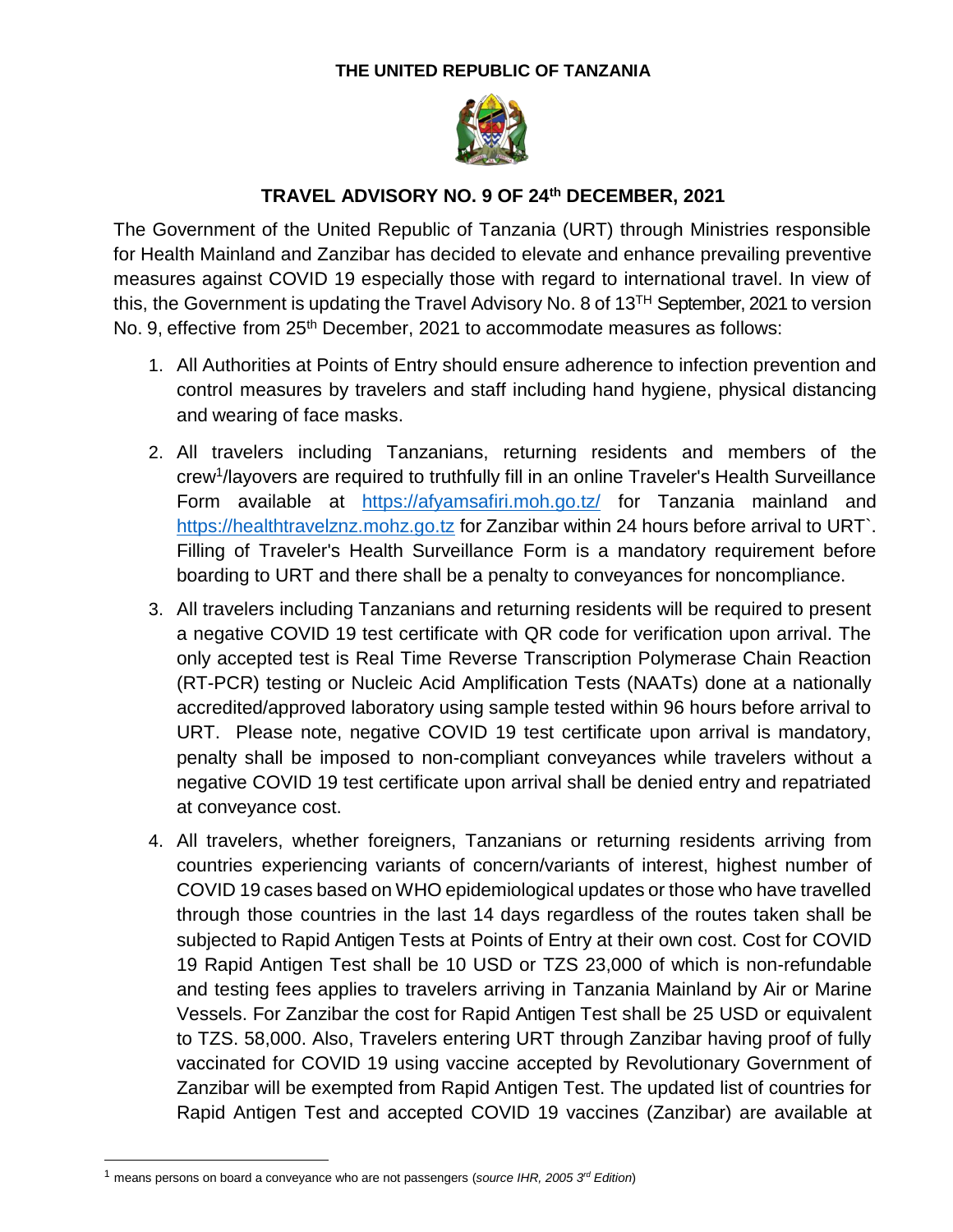**THE UNITED REPUBLIC OF TANZANIA**

## TRAVEL ADVISORY NO. 9 OF 24th DECEMBER, 2021

The Government of the United Republic of Tanzania (URT) through Ministries responsible for Health Mainland and Zanzibar has decided to elevate and enhance prevailing preventive measures against COVID 19 especially those with regard to international travel. In view of this, the Government is updating the Travel Advisory No. 8 of 13TH September, 2021 to version No. 9, effective from 25th December, 2021 to accommodate measures as follows:

1. All Authorities at Points of Entry should ensure adherence to infection prevention and control measures by travelers and staff including hand hygiene, physical distancing and wearing of face masks.
2. All travelers including Tanzanians, returning residents and members of the crew[1]/layovers are required to truthfully fill in an online Traveler's Health Surveillance Form available at https://afyamsafiri.moh.go.tz/ for Tanzania mainland and https://healthtravelznz.mohz.go.tz for Zanzibar within 24 hours before arrival to URT`. Filling of Traveler's Health Surveillance Form is a mandatory requirement before boarding to URT and there shall be a penalty to conveyances for noncompliance.
3. All travelers including Tanzanians and returning residents will be required to present a negative COVID 19 test certificate with QR code for verification upon arrival. The only accepted test is Real Time Reverse Transcription Polymerase Chain Reaction (RT-PCR) testing or Nucleic Acid Amplification Tests (NAATs) done at a nationally accredited/approved laboratory using sample tested within 96 hours before arrival to URT. Please note, negative COVID 19 test certificate upon arrival is mandatory, penalty shall be imposed to non-compliant conveyances while travelers without a negative COVID 19 test certificate upon arrival shall be denied entry and repatriated at conveyance cost.
4. All travelers, whether foreigners, Tanzanians or returning residents arriving from countries experiencing variants of concern/variants of interest, highest number of COVID 19 cases based on WHO epidemiological updates or those who have travelled through those countries in the last 14 days regardless of the routes taken shall be subjected to Rapid Antigen Tests at Points of Entry at their own cost. Cost for COVID 19 Rapid Antigen Test shall be 10 USD or TZS 23,000 of which is non-refundable and testing fees applies to travelers arriving in Tanzania Mainland by Air or Marine Vessels. For Zanzibar the cost for Rapid Antigen Test shall be 25 USD or equivalent to TZS. 58,000. Also, Travelers entering URT through Zanzibar having proof of fully vaccinated for COVID 19 using vaccine accepted by Revolutionary Government of Zanzibar will be exempted from Rapid Antigen Test. The updated list of countries for Rapid Antigen Test and accepted COVID 19 vaccines (Zanzibar) are available at

[1] means persons on board a conveyance who are not passengers (*source IHR, 2005 3rd Edition*)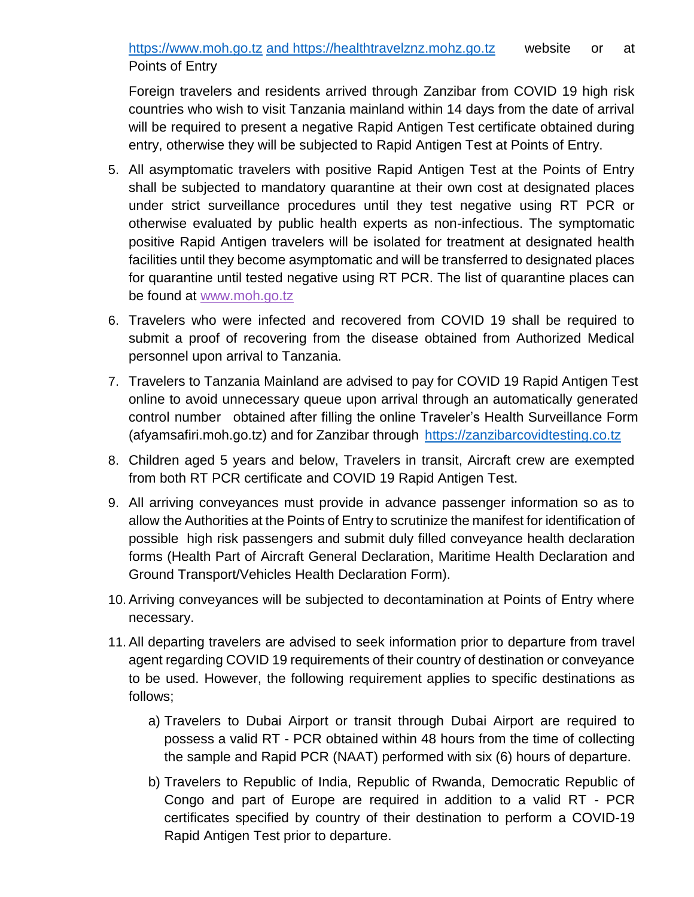https://www.moh.go.tz and https://healthtravelznz.mohz.go.tz website or at Points of Entry

Foreign travelers and residents arrived through Zanzibar from COVID 19 high risk countries who wish to visit Tanzania mainland within 14 days from the date of arrival will be required to present a negative Rapid Antigen Test certificate obtained during entry, otherwise they will be subjected to Rapid Antigen Test at Points of Entry.

5. All asymptomatic travelers with positive Rapid Antigen Test at the Points of Entry shall be subjected to mandatory quarantine at their own cost at designated places under strict surveillance procedures until they test negative using RT PCR or otherwise evaluated by public health experts as non-infectious. The symptomatic positive Rapid Antigen travelers will be isolated for treatment at designated health facilities until they become asymptomatic and will be transferred to designated places for quarantine until tested negative using RT PCR. The list of quarantine places can be found at www.moh.go.tz
6. Travelers who were infected and recovered from COVID 19 shall be required to submit a proof of recovering from the disease obtained from Authorized Medical personnel upon arrival to Tanzania.
7. Travelers to Tanzania Mainland are advised to pay for COVID 19 Rapid Antigen Test online to avoid unnecessary queue upon arrival through an automatically generated control number obtained after filling the online Traveler's Health Surveillance Form (afyamsafiri.moh.go.tz) and for Zanzibar through https://zanzibarcovidtesting.co.tz
8. Children aged 5 years and below, Travelers in transit, Aircraft crew are exempted from both RT PCR certificate and COVID 19 Rapid Antigen Test.
9. All arriving conveyances must provide in advance passenger information so as to allow the Authorities at the Points of Entry to scrutinize the manifest for identification of possible high risk passengers and submit duly filled conveyance health declaration forms (Health Part of Aircraft General Declaration, Maritime Health Declaration and Ground Transport/Vehicles Health Declaration Form).
10. Arriving conveyances will be subjected to decontamination at Points of Entry where necessary.
11. All departing travelers are advised to seek information prior to departure from travel agent regarding COVID 19 requirements of their country of destination or conveyance to be used. However, the following requirement applies to specific destinations as follows;
    a) Travelers to Dubai Airport or transit through Dubai Airport are required to possess a valid RT - PCR obtained within 48 hours from the time of collecting the sample and Rapid PCR (NAAT) performed with six (6) hours of departure.
    b) Travelers to Republic of India, Republic of Rwanda, Democratic Republic of Congo and part of Europe are required in addition to a valid RT - PCR certificates specified by country of their destination to perform a COVID-19 Rapid Antigen Test prior to departure.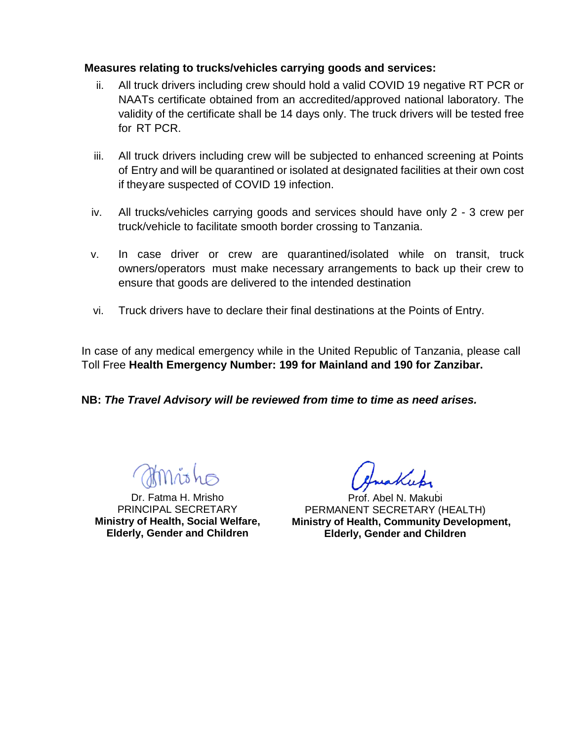**Measures relating to trucks/vehicles carrying goods and services:**

ii. All truck drivers including crew should hold a valid COVID 19 negative RT PCR or NAATs certificate obtained from an accredited/approved national laboratory. The validity of the certificate shall be 14 days only. The truck drivers will be tested free for RT PCR.

iii. All truck drivers including crew will be subjected to enhanced screening at Points of Entry and will be quarantined or isolated at designated facilities at their own cost if theyare suspected of COVID 19 infection.

iv. All trucks/vehicles carrying goods and services should have only 2 - 3 crew per truck/vehicle to facilitate smooth border crossing to Tanzania.

v. In case driver or crew are quarantined/isolated while on transit, truck owners/operators must make necessary arrangements to back up their crew to ensure that goods are delivered to the intended destination

vi. Truck drivers have to declare their final destinations at the Points of Entry.

In case of any medical emergency while in the United Republic of Tanzania, please call Toll Free **Health Emergency Number: 199 for Mainland and 190 for Zanzibar.**

**NB:** ***The Travel Advisory will be reviewed from time to time as need arises.***

Dr. Fatma H. Mrisho
PRINCIPAL SECRETARY
**Ministry of Health, Social Welfare, Elderly, Gender and Children**

Prof. Abel N. Makubi
PERMANENT SECRETARY (HEALTH)
**Ministry of Health, Community Development, Elderly, Gender and Children**